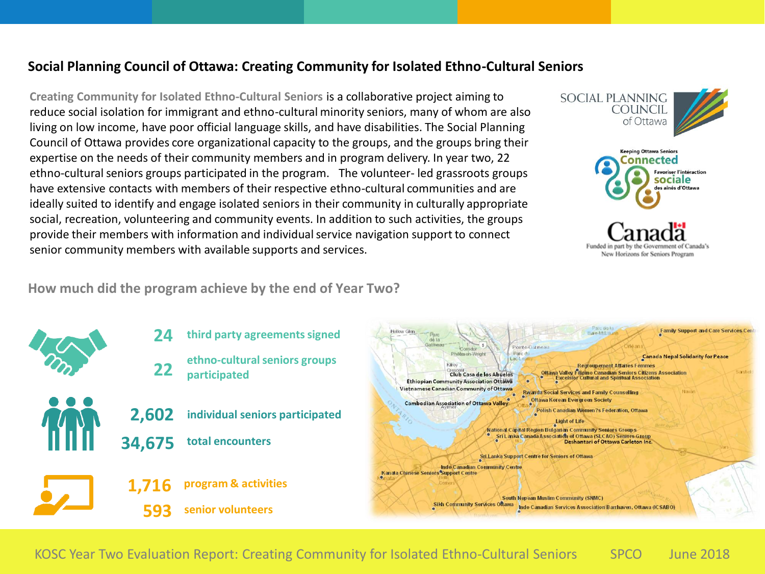## Social Planning Council of Ottawa: Creating Community for Isolated Ethno-Cultural Seniors

**Creating Community for Isolated Ethno-Cultural Seniors** is a collaborative project aiming to reduce social isolation for immigrant and ethno-cultural minority seniors, many of whom are also living on low income, have poor official language skills, and have disabilities. The Social Planning Council of Ottawa provides core organizational capacity to the groups, and the groups bring their expertise on the needs of their community members and in program delivery. In year two, 22 ethno-cultural seniors groups participated in the program. The volunteer- led grassroots groups have extensive contacts with members of their respective ethno-cultural communities and are ideally suited to identify and engage isolated seniors in their community in culturally appropriate social, recreation, volunteering and community events. In addition to such activities, the groups provide their members with information and individual service navigation support to connect senior community members with available supports and services.

SOCIAL PLANNING COUNCIL of Ottawa

Keeping Ottawa Seniors Connected — Favoriser l'intéraction sociale des aînés d'Ottawa

Canada — Funded in part by the Government of Canada's New Horizons for Seniors Program

### How much did the program achieve by the end of Year Two?

- **24** third party agreements signed
- **22** ethno-cultural seniors groups participated
- **2,602** individual seniors participated
- **34,675** total encounters
- **1,716** program & activities
- **593** senior volunteers

Family Support and Care Services Centre
Canada Nepal Solidarity for Peace
Regroupement Affaires Femmes
Club Casa de los Abuelos
Ottawa Valley Filipino Canadian Seniors Citizens Association
Excelsior Cultural and Spiritual Association
Ethiopian Community Association Ottawa
Vietnamese Canadian Community of Ottawa
Rwanda Social Services and Family Counselling
Ottawa Korean Evergreen Society
Cambodian Association of Ottawa Valley
Polish Canadian Women?s Federation, Ottawa
Light of Life
National Capital Region Bulgarian Community Seniors Groups
Sri Lanka Canada Association of Ottawa (SLCAO) Seniors Group
Deshantari of Ottawa Carleton Inc.
Sri Lanka Support Centre for Seniors of Ottawa
Indo Canadian Community Centre
Kanata Chinese Seniors Support Centre
South Nepean Muslim Community (SNMC)
Sikh Community Services Ottawa
Indo Canadian Services Association Barrhaven, Ottawa (ICSABO)

KOSC Year Two Evaluation Report: Creating Community for Isolated Ethno-Cultural Seniors — SPCO — June 2018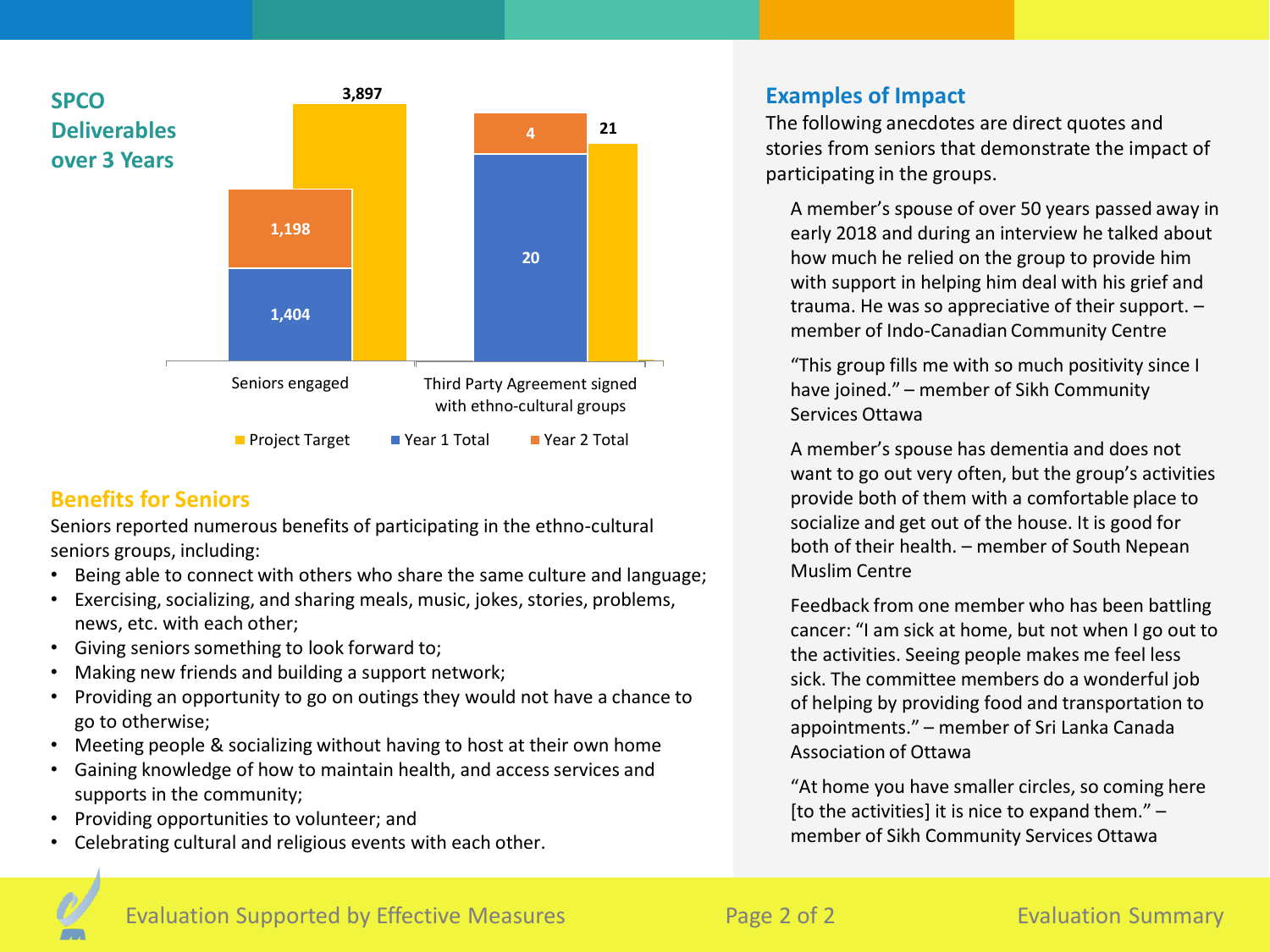## SPCO Deliverables over 3 Years

3,897

1,198

1,404

4

21

20

Seniors engaged

Third Party Agreement signed with ethno-cultural groups

Project Target

Year 1 Total

Year 2 Total

## Benefits for Seniors

Seniors reported numerous benefits of participating in the ethno-cultural seniors groups, including:

- Being able to connect with others who share the same culture and language;
- Exercising, socializing, and sharing meals, music, jokes, stories, problems, news, etc. with each other;
- Giving seniors something to look forward to;
- Making new friends and building a support network;
- Providing an opportunity to go on outings they would not have a chance to go to otherwise;
- Meeting people & socializing without having to host at their own home
- Gaining knowledge of how to maintain health, and access services and supports in the community;
- Providing opportunities to volunteer; and
- Celebrating cultural and religious events with each other.

## Examples of Impact

The following anecdotes are direct quotes and stories from seniors that demonstrate the impact of participating in the groups.

A member's spouse of over 50 years passed away in early 2018 and during an interview he talked about how much he relied on the group to provide him with support in helping him deal with his grief and trauma. He was so appreciative of their support. – member of Indo-Canadian Community Centre

"This group fills me with so much positivity since I have joined." – member of Sikh Community Services Ottawa

A member's spouse has dementia and does not want to go out very often, but the group's activities provide both of them with a comfortable place to socialize and get out of the house. It is good for both of their health. – member of South Nepean Muslim Centre

Feedback from one member who has been battling cancer: "I am sick at home, but not when I go out to the activities. Seeing people makes me feel less sick. The committee members do a wonderful job of helping by providing food and transportation to appointments." – member of Sri Lanka Canada Association of Ottawa

"At home you have smaller circles, so coming here [to the activities] it is nice to expand them." – member of Sikh Community Services Ottawa